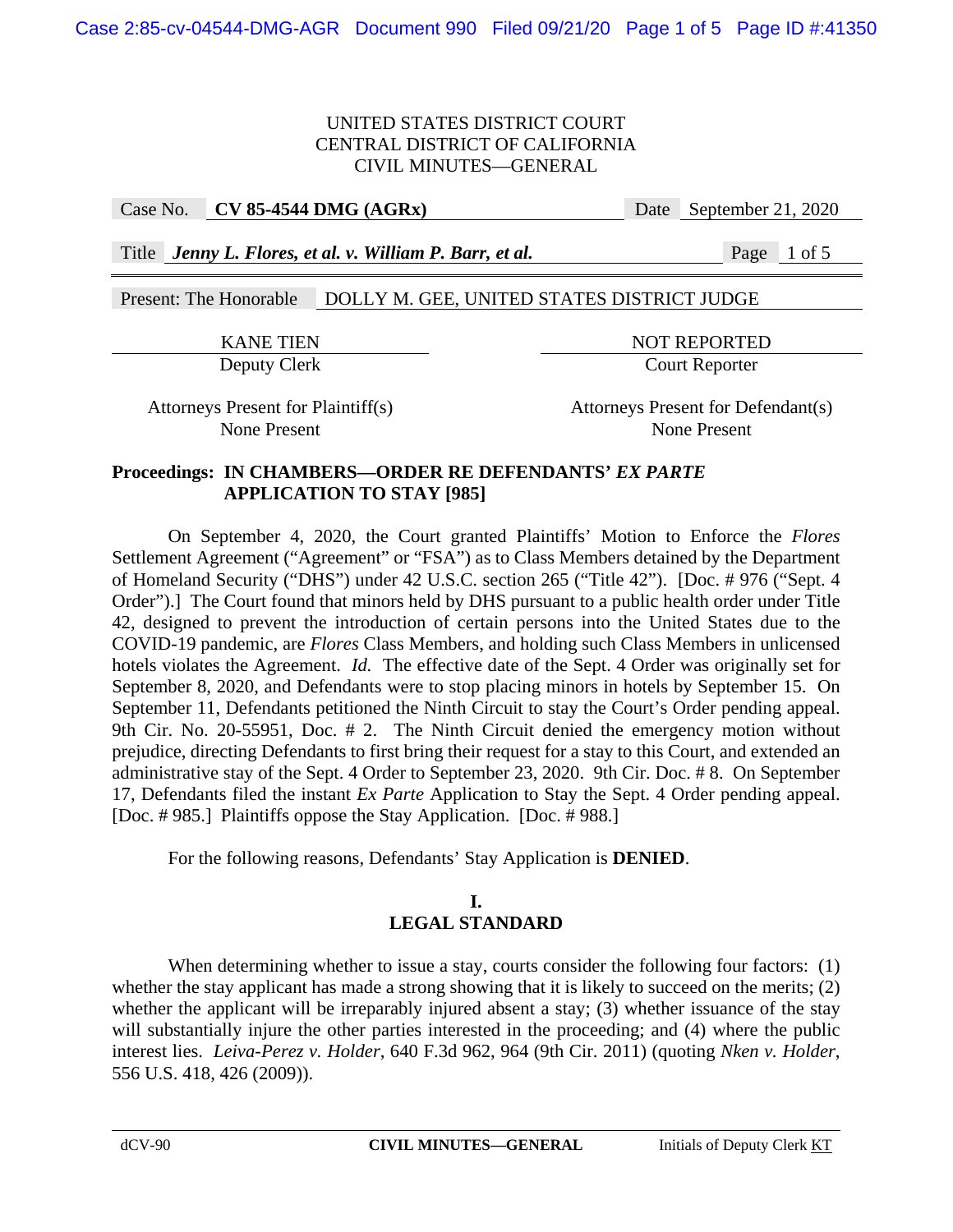UNITED STATES DISTRICT COURT
CENTRAL DISTRICT OF CALIFORNIA
CIVIL MINUTES—GENERAL

| Case No. | **CV 85-4544 DMG (AGRx)** | Date | September 21, 2020 |
|---|---|---|---|
| Title | ***Jenny L. Flores, et al. v. William P. Barr, et al.*** | Page | 1 of 5 |

Present: The Honorable DOLLY M. GEE, UNITED STATES DISTRICT JUDGE

| KANE TIEN | NOT REPORTED |
|---|---|
| Deputy Clerk | Court Reporter |
| Attorneys Present for Plaintiff(s) | Attorneys Present for Defendant(s) |
| None Present | None Present |

**Proceedings: IN CHAMBERS—ORDER RE DEFENDANTS' *EX PARTE* APPLICATION TO STAY [985]**

On September 4, 2020, the Court granted Plaintiffs' Motion to Enforce the *Flores* Settlement Agreement ("Agreement" or "FSA") as to Class Members detained by the Department of Homeland Security ("DHS") under 42 U.S.C. section 265 ("Title 42"). [Doc. # 976 ("Sept. 4 Order").] The Court found that minors held by DHS pursuant to a public health order under Title 42, designed to prevent the introduction of certain persons into the United States due to the COVID-19 pandemic, are *Flores* Class Members, and holding such Class Members in unlicensed hotels violates the Agreement. *Id.* The effective date of the Sept. 4 Order was originally set for September 8, 2020, and Defendants were to stop placing minors in hotels by September 15. On September 11, Defendants petitioned the Ninth Circuit to stay the Court's Order pending appeal. 9th Cir. No. 20-55951, Doc. # 2. The Ninth Circuit denied the emergency motion without prejudice, directing Defendants to first bring their request for a stay to this Court, and extended an administrative stay of the Sept. 4 Order to September 23, 2020. 9th Cir. Doc. # 8. On September 17, Defendants filed the instant *Ex Parte* Application to Stay the Sept. 4 Order pending appeal. [Doc. # 985.] Plaintiffs oppose the Stay Application. [Doc. # 988.]

For the following reasons, Defendants' Stay Application is **DENIED**.

## I. LEGAL STANDARD

When determining whether to issue a stay, courts consider the following four factors: (1) whether the stay applicant has made a strong showing that it is likely to succeed on the merits; (2) whether the applicant will be irreparably injured absent a stay; (3) whether issuance of the stay will substantially injure the other parties interested in the proceeding; and (4) where the public interest lies. *Leiva-Perez v. Holder*, 640 F.3d 962, 964 (9th Cir. 2011) (quoting *Nken v. Holder*, 556 U.S. 418, 426 (2009)).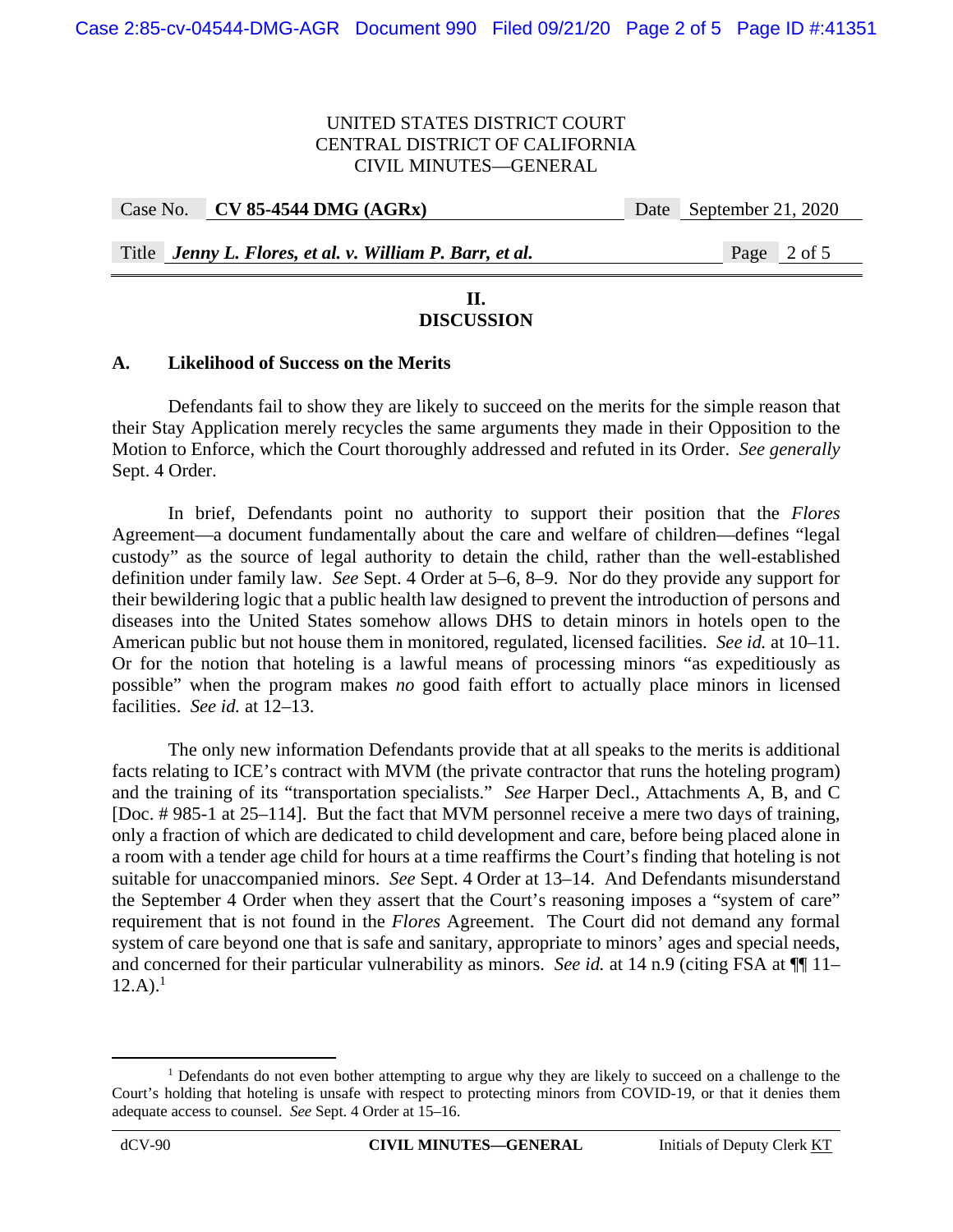## II.
## DISCUSSION

### A. Likelihood of Success on the Merits

Defendants fail to show they are likely to succeed on the merits for the simple reason that their Stay Application merely recycles the same arguments they made in their Opposition to the Motion to Enforce, which the Court thoroughly addressed and refuted in its Order. *See generally* Sept. 4 Order.

In brief, Defendants point no authority to support their position that the *Flores* Agreement—a document fundamentally about the care and welfare of children—defines "legal custody" as the source of legal authority to detain the child, rather than the well-established definition under family law. *See* Sept. 4 Order at 5–6, 8–9. Nor do they provide any support for their bewildering logic that a public health law designed to prevent the introduction of persons and diseases into the United States somehow allows DHS to detain minors in hotels open to the American public but not house them in monitored, regulated, licensed facilities. *See id.* at 10–11. Or for the notion that hoteling is a lawful means of processing minors "as expeditiously as possible" when the program makes *no* good faith effort to actually place minors in licensed facilities. *See id.* at 12–13.

The only new information Defendants provide that at all speaks to the merits is additional facts relating to ICE's contract with MVM (the private contractor that runs the hoteling program) and the training of its "transportation specialists." *See* Harper Decl., Attachments A, B, and C [Doc. # 985-1 at 25–114]. But the fact that MVM personnel receive a mere two days of training, only a fraction of which are dedicated to child development and care, before being placed alone in a room with a tender age child for hours at a time reaffirms the Court's finding that hoteling is not suitable for unaccompanied minors. *See* Sept. 4 Order at 13–14. And Defendants misunderstand the September 4 Order when they assert that the Court's reasoning imposes a "system of care" requirement that is not found in the *Flores* Agreement. The Court did not demand any formal system of care beyond one that is safe and sanitary, appropriate to minors' ages and special needs, and concerned for their particular vulnerability as minors. *See id.* at 14 n.9 (citing FSA at ¶¶ 11–12.A).[1]

---

[1] Defendants do not even bother attempting to argue why they are likely to succeed on a challenge to the Court's holding that hoteling is unsafe with respect to protecting minors from COVID-19, or that it denies them adequate access to counsel. *See* Sept. 4 Order at 15–16.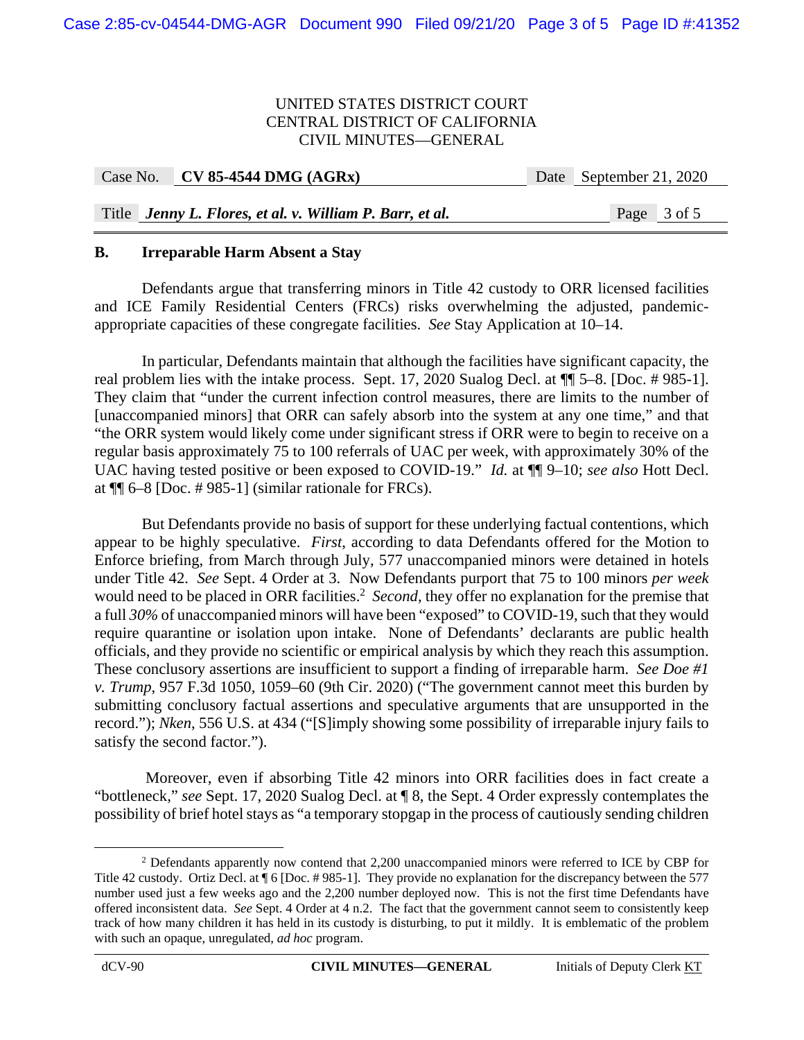## B. Irreparable Harm Absent a Stay

Defendants argue that transferring minors in Title 42 custody to ORR licensed facilities and ICE Family Residential Centers (FRCs) risks overwhelming the adjusted, pandemic-appropriate capacities of these congregate facilities. *See* Stay Application at 10–14.

In particular, Defendants maintain that although the facilities have significant capacity, the real problem lies with the intake process. Sept. 17, 2020 Sualog Decl. at ¶¶ 5–8. [Doc. # 985-1]. They claim that "under the current infection control measures, there are limits to the number of [unaccompanied minors] that ORR can safely absorb into the system at any one time," and that "the ORR system would likely come under significant stress if ORR were to begin to receive on a regular basis approximately 75 to 100 referrals of UAC per week, with approximately 30% of the UAC having tested positive or been exposed to COVID-19." *Id.* at ¶¶ 9–10; *see also* Hott Decl. at ¶¶ 6–8 [Doc. # 985-1] (similar rationale for FRCs).

But Defendants provide no basis of support for these underlying factual contentions, which appear to be highly speculative. *First*, according to data Defendants offered for the Motion to Enforce briefing, from March through July, 577 unaccompanied minors were detained in hotels under Title 42. *See* Sept. 4 Order at 3. Now Defendants purport that 75 to 100 minors *per week* would need to be placed in ORR facilities.[2] *Second*, they offer no explanation for the premise that a full *30%* of unaccompanied minors will have been "exposed" to COVID-19, such that they would require quarantine or isolation upon intake. None of Defendants' declarants are public health officials, and they provide no scientific or empirical analysis by which they reach this assumption. These conclusory assertions are insufficient to support a finding of irreparable harm. *See Doe #1 v. Trump*, 957 F.3d 1050, 1059–60 (9th Cir. 2020) ("The government cannot meet this burden by submitting conclusory factual assertions and speculative arguments that are unsupported in the record."); *Nken*, 556 U.S. at 434 ("[S]imply showing some possibility of irreparable injury fails to satisfy the second factor.").

Moreover, even if absorbing Title 42 minors into ORR facilities does in fact create a "bottleneck," *see* Sept. 17, 2020 Sualog Decl. at ¶ 8, the Sept. 4 Order expressly contemplates the possibility of brief hotel stays as "a temporary stopgap in the process of cautiously sending children

---

[2] Defendants apparently now contend that 2,200 unaccompanied minors were referred to ICE by CBP for Title 42 custody. Ortiz Decl. at ¶ 6 [Doc. # 985-1]. They provide no explanation for the discrepancy between the 577 number used just a few weeks ago and the 2,200 number deployed now. This is not the first time Defendants have offered inconsistent data. *See* Sept. 4 Order at 4 n.2. The fact that the government cannot seem to consistently keep track of how many children it has held in its custody is disturbing, to put it mildly. It is emblematic of the problem with such an opaque, unregulated, *ad hoc* program.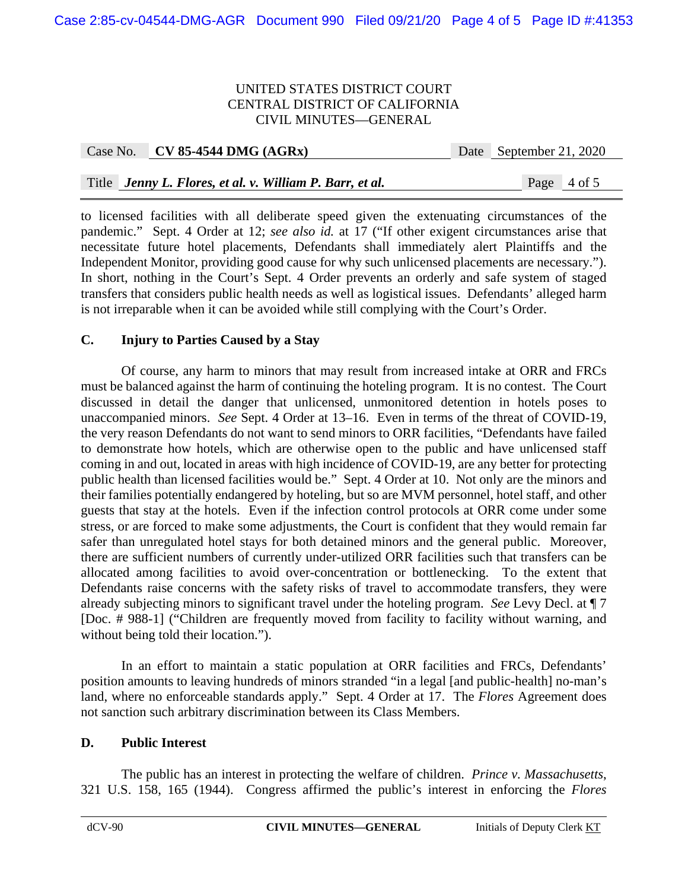to licensed facilities with all deliberate speed given the extenuating circumstances of the pandemic." Sept. 4 Order at 12; *see also id.* at 17 ("If other exigent circumstances arise that necessitate future hotel placements, Defendants shall immediately alert Plaintiffs and the Independent Monitor, providing good cause for why such unlicensed placements are necessary."). In short, nothing in the Court's Sept. 4 Order prevents an orderly and safe system of staged transfers that considers public health needs as well as logistical issues. Defendants' alleged harm is not irreparable when it can be avoided while still complying with the Court's Order.

### C. Injury to Parties Caused by a Stay

Of course, any harm to minors that may result from increased intake at ORR and FRCs must be balanced against the harm of continuing the hoteling program. It is no contest. The Court discussed in detail the danger that unlicensed, unmonitored detention in hotels poses to unaccompanied minors. *See* Sept. 4 Order at 13–16. Even in terms of the threat of COVID-19, the very reason Defendants do not want to send minors to ORR facilities, "Defendants have failed to demonstrate how hotels, which are otherwise open to the public and have unlicensed staff coming in and out, located in areas with high incidence of COVID-19, are any better for protecting public health than licensed facilities would be." Sept. 4 Order at 10. Not only are the minors and their families potentially endangered by hoteling, but so are MVM personnel, hotel staff, and other guests that stay at the hotels. Even if the infection control protocols at ORR come under some stress, or are forced to make some adjustments, the Court is confident that they would remain far safer than unregulated hotel stays for both detained minors and the general public. Moreover, there are sufficient numbers of currently under-utilized ORR facilities such that transfers can be allocated among facilities to avoid over-concentration or bottlenecking. To the extent that Defendants raise concerns with the safety risks of travel to accommodate transfers, they were already subjecting minors to significant travel under the hoteling program. *See* Levy Decl. at ¶ 7 [Doc. # 988-1] ("Children are frequently moved from facility to facility without warning, and without being told their location.").

In an effort to maintain a static population at ORR facilities and FRCs, Defendants' position amounts to leaving hundreds of minors stranded "in a legal [and public-health] no-man's land, where no enforceable standards apply." Sept. 4 Order at 17. The *Flores* Agreement does not sanction such arbitrary discrimination between its Class Members.

### D. Public Interest

The public has an interest in protecting the welfare of children. *Prince v. Massachusetts*, 321 U.S. 158, 165 (1944). Congress affirmed the public's interest in enforcing the *Flores*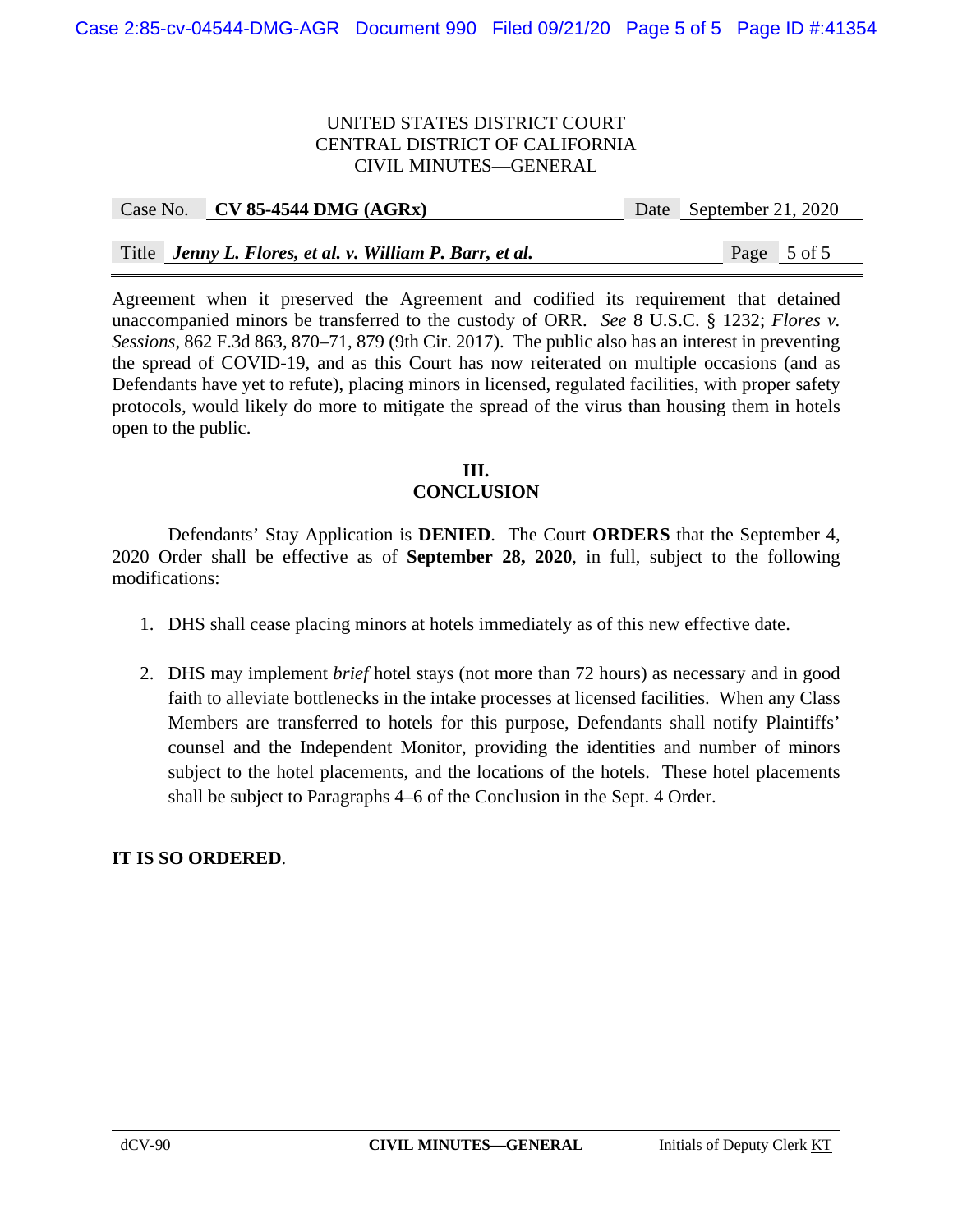Agreement when it preserved the Agreement and codified its requirement that detained unaccompanied minors be transferred to the custody of ORR. *See* 8 U.S.C. § 1232; *Flores v. Sessions*, 862 F.3d 863, 870–71, 879 (9th Cir. 2017). The public also has an interest in preventing the spread of COVID-19, and as this Court has now reiterated on multiple occasions (and as Defendants have yet to refute), placing minors in licensed, regulated facilities, with proper safety protocols, would likely do more to mitigate the spread of the virus than housing them in hotels open to the public.

## III.
## CONCLUSION

Defendants' Stay Application is **DENIED**. The Court **ORDERS** that the September 4, 2020 Order shall be effective as of **September 28, 2020**, in full, subject to the following modifications:

1. DHS shall cease placing minors at hotels immediately as of this new effective date.

2. DHS may implement *brief* hotel stays (not more than 72 hours) as necessary and in good faith to alleviate bottlenecks in the intake processes at licensed facilities. When any Class Members are transferred to hotels for this purpose, Defendants shall notify Plaintiffs' counsel and the Independent Monitor, providing the identities and number of minors subject to the hotel placements, and the locations of the hotels. These hotel placements shall be subject to Paragraphs 4–6 of the Conclusion in the Sept. 4 Order.

**IT IS SO ORDERED**.